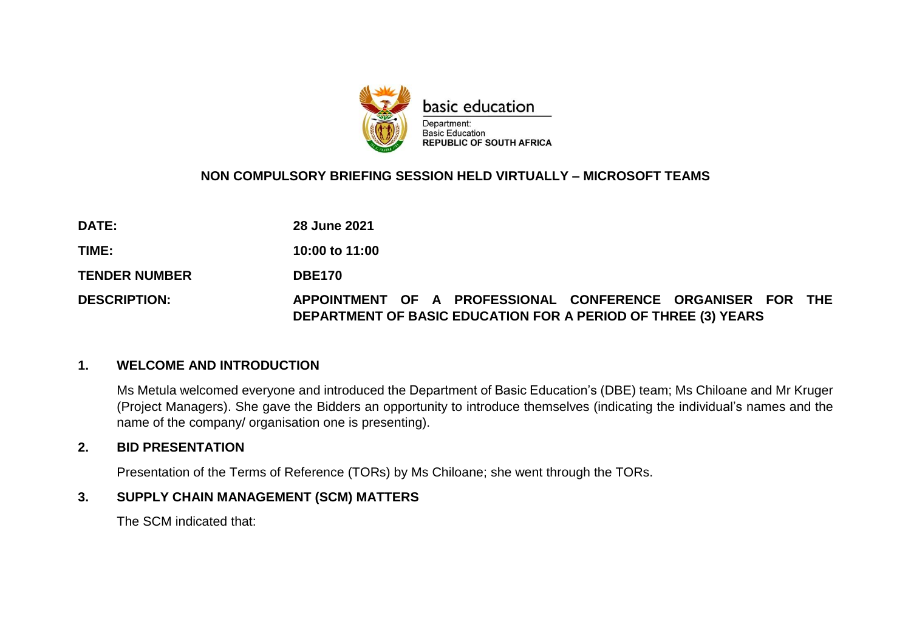basic education

Department:
Basic Education
**REPUBLIC OF SOUTH AFRICA**

**NON COMPULSORY BRIEFING SESSION HELD VIRTUALLY – MICROSOFT TEAMS**

| | |
|---|---|
| **DATE:** | **28 June 2021** |
| **TIME:** | **10:00 to 11:00** |
| **TENDER NUMBER** | **DBE170** |
| **DESCRIPTION:** | **APPOINTMENT OF A PROFESSIONAL CONFERENCE ORGANISER FOR THE DEPARTMENT OF BASIC EDUCATION FOR A PERIOD OF THREE (3) YEARS** |

## 1. WELCOME AND INTRODUCTION

Ms Metula welcomed everyone and introduced the Department of Basic Education's (DBE) team; Ms Chiloane and Mr Kruger (Project Managers). She gave the Bidders an opportunity to introduce themselves (indicating the individual's names and the name of the company/ organisation one is presenting).

## 2. BID PRESENTATION

Presentation of the Terms of Reference (TORs) by Ms Chiloane; she went through the TORs.

## 3. SUPPLY CHAIN MANAGEMENT (SCM) MATTERS

The SCM indicated that: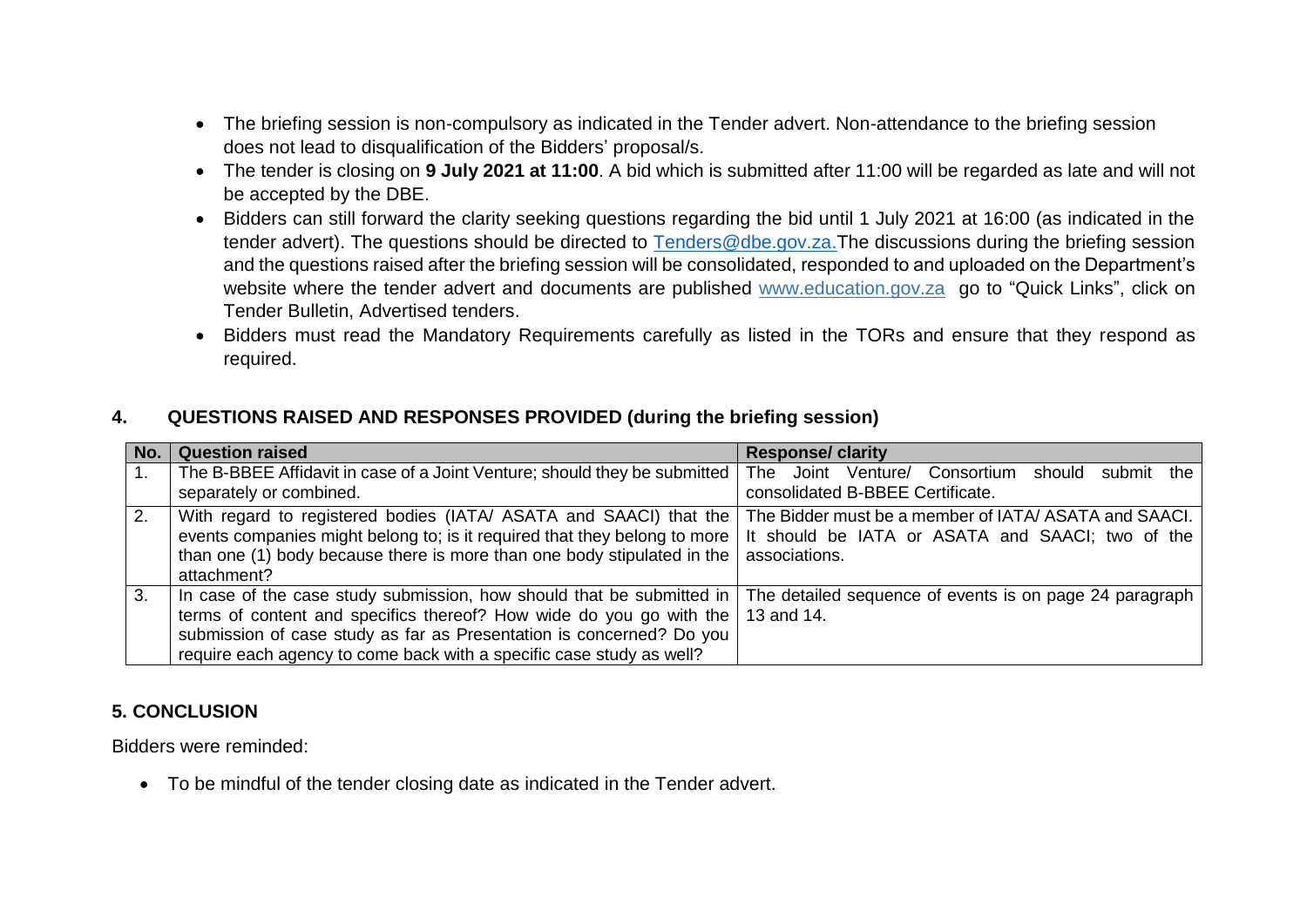- The briefing session is non-compulsory as indicated in the Tender advert. Non-attendance to the briefing session does not lead to disqualification of the Bidders' proposal/s.
- The tender is closing on **9 July 2021 at 11:00**. A bid which is submitted after 11:00 will be regarded as late and will not be accepted by the DBE.
- Bidders can still forward the clarity seeking questions regarding the bid until 1 July 2021 at 16:00 (as indicated in the tender advert). The questions should be directed to Tenders@dbe.gov.za.The discussions during the briefing session and the questions raised after the briefing session will be consolidated, responded to and uploaded on the Department's website where the tender advert and documents are published www.education.gov.za go to "Quick Links", click on Tender Bulletin, Advertised tenders.
- Bidders must read the Mandatory Requirements carefully as listed in the TORs and ensure that they respond as required.

## 4. QUESTIONS RAISED AND RESPONSES PROVIDED (during the briefing session)

| No. | Question raised | Response/ clarity |
|---|---|---|
| 1. | The B-BBEE Affidavit in case of a Joint Venture; should they be submitted separately or combined. | The Joint Venture/ Consortium should submit the consolidated B-BBEE Certificate. |
| 2. | With regard to registered bodies (IATA/ ASATA and SAACI) that the events companies might belong to; is it required that they belong to more than one (1) body because there is more than one body stipulated in the attachment? | The Bidder must be a member of IATA/ ASATA and SAACI. It should be IATA or ASATA and SAACI; two of the associations. |
| 3. | In case of the case study submission, how should that be submitted in terms of content and specifics thereof? How wide do you go with the submission of case study as far as Presentation is concerned? Do you require each agency to come back with a specific case study as well? | The detailed sequence of events is on page 24 paragraph 13 and 14. |

## 5. CONCLUSION

Bidders were reminded:

- To be mindful of the tender closing date as indicated in the Tender advert.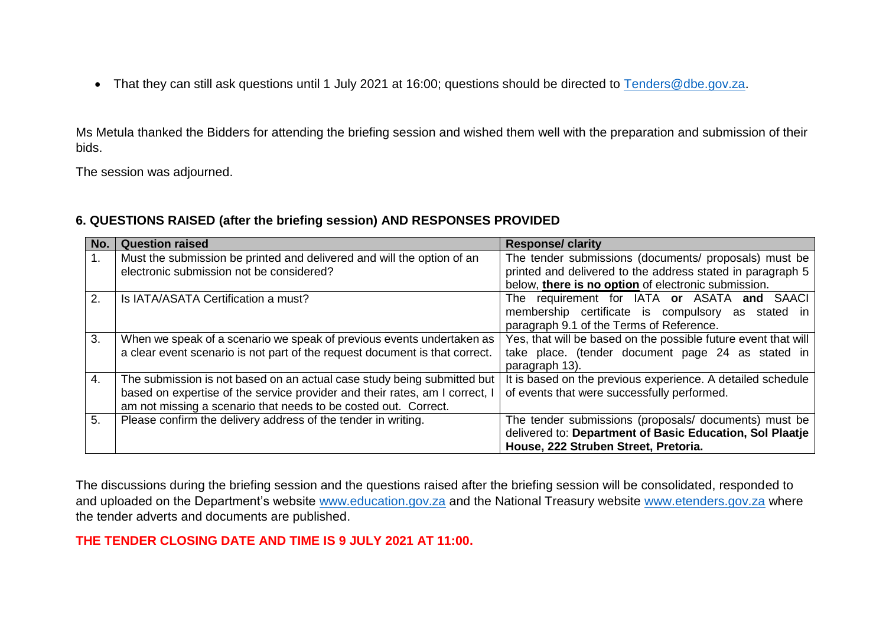- That they can still ask questions until 1 July 2021 at 16:00; questions should be directed to [Tenders@dbe.gov.za](mailto:Tenders@dbe.gov.za).

Ms Metula thanked the Bidders for attending the briefing session and wished them well with the preparation and submission of their bids.

The session was adjourned.

## 6. QUESTIONS RAISED (after the briefing session) AND RESPONSES PROVIDED

| No. | Question raised | Response/ clarity |
|---|---|---|
| 1. | Must the submission be printed and delivered and will the option of an electronic submission not be considered? | The tender submissions (documents/ proposals) must be printed and delivered to the address stated in paragraph 5 below, **there is no option** of electronic submission. |
| 2. | Is IATA/ASATA Certification a must? | The requirement for IATA **or** ASATA **and** SAACI membership certificate is compulsory as stated in paragraph 9.1 of the Terms of Reference. |
| 3. | When we speak of a scenario we speak of previous events undertaken as a clear event scenario is not part of the request document is that correct. | Yes, that will be based on the possible future event that will take place. (tender document page 24 as stated in paragraph 13). |
| 4. | The submission is not based on an actual case study being submitted but based on expertise of the service provider and their rates, am I correct, I am not missing a scenario that needs to be costed out. Correct. | It is based on the previous experience. A detailed schedule of events that were successfully performed. |
| 5. | Please confirm the delivery address of the tender in writing. | The tender submissions (proposals/ documents) must be delivered to: **Department of Basic Education, Sol Plaatje House, 222 Struben Street, Pretoria.** |

The discussions during the briefing session and the questions raised after the briefing session will be consolidated, responded to and uploaded on the Department's website [www.education.gov.za](http://www.education.gov.za) and the National Treasury website [www.etenders.gov.za](http://www.etenders.gov.za) where the tender adverts and documents are published.

**THE TENDER CLOSING DATE AND TIME IS 9 JULY 2021 AT 11:00.**